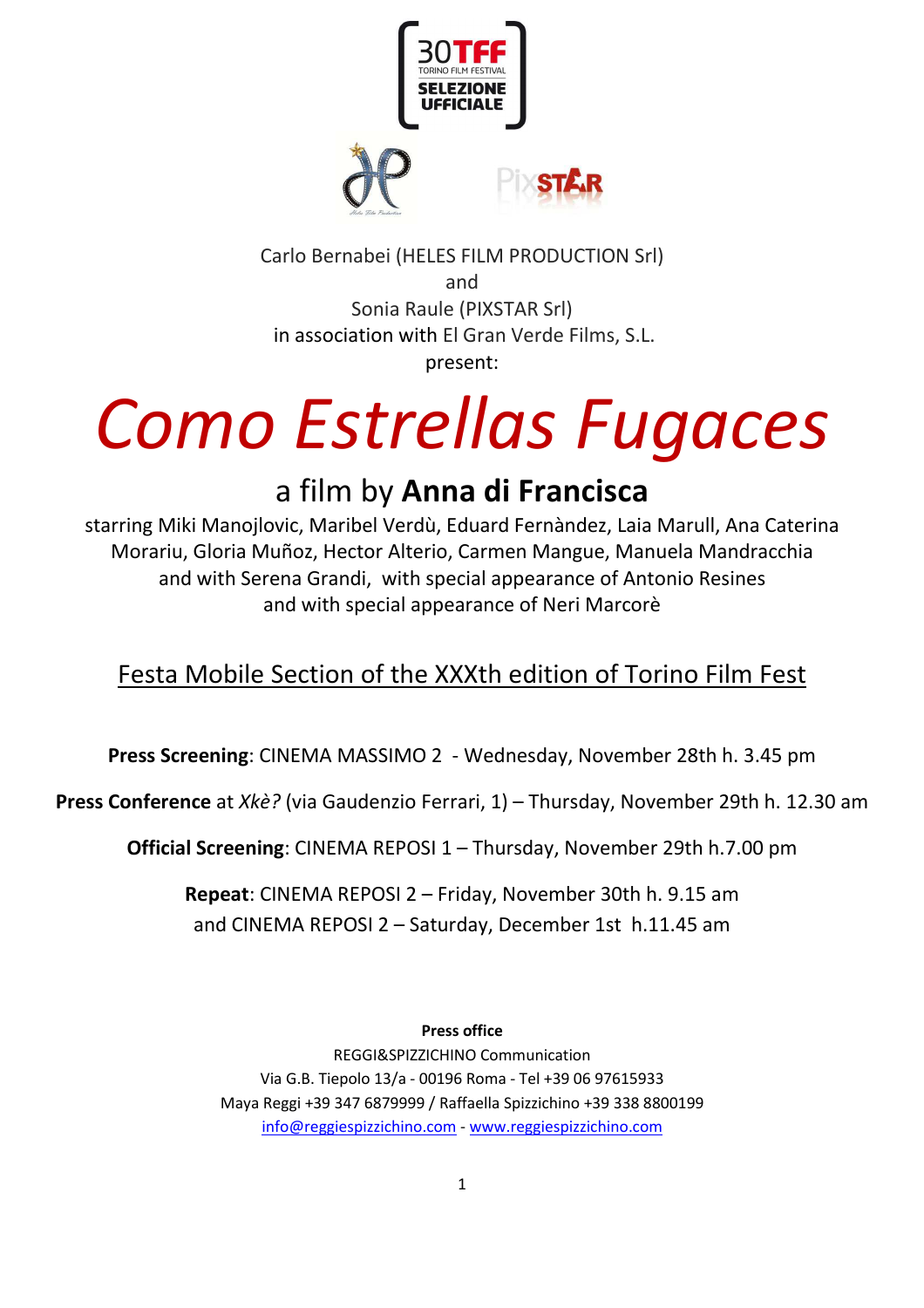30TFF
TORINO FILM FESTIVAL
SELEZIONE UFFICIALE

Carlo Bernabei (HELES FILM PRODUCTION Srl)
and
Sonia Raule (PIXSTAR Srl)
in association with El Gran Verde Films, S.L.
present:

# *Como Estrellas Fugaces*

## a film by **Anna di Francisca**

starring Miki Manojlovic, Maribel Verdù, Eduard Fernàndez, Laia Marull, Ana Caterina Morariu, Gloria Muñoz, Hector Alterio, Carmen Mangue, Manuela Mandracchia and with Serena Grandi, with special appearance of Antonio Resines and with special appearance of Neri Marcorè

Festa Mobile Section of the XXXth edition of Torino Film Fest

**Press Screening**: CINEMA MASSIMO 2 - Wednesday, November 28th h. 3.45 pm

**Press Conference** at *Xkè?* (via Gaudenzio Ferrari, 1) – Thursday, November 29th h. 12.30 am

**Official Screening**: CINEMA REPOSI 1 – Thursday, November 29th h.7.00 pm

**Repeat**: CINEMA REPOSI 2 – Friday, November 30th h. 9.15 am
and CINEMA REPOSI 2 – Saturday, December 1st h.11.45 am

**Press office**
REGGI&SPIZZICHINO Communication
Via G.B. Tiepolo 13/a - 00196 Roma - Tel +39 06 97615933
Maya Reggi +39 347 6879999 / Raffaella Spizzichino +39 338 8800199
info@reggiespizzichino.com - www.reggiespizzichino.com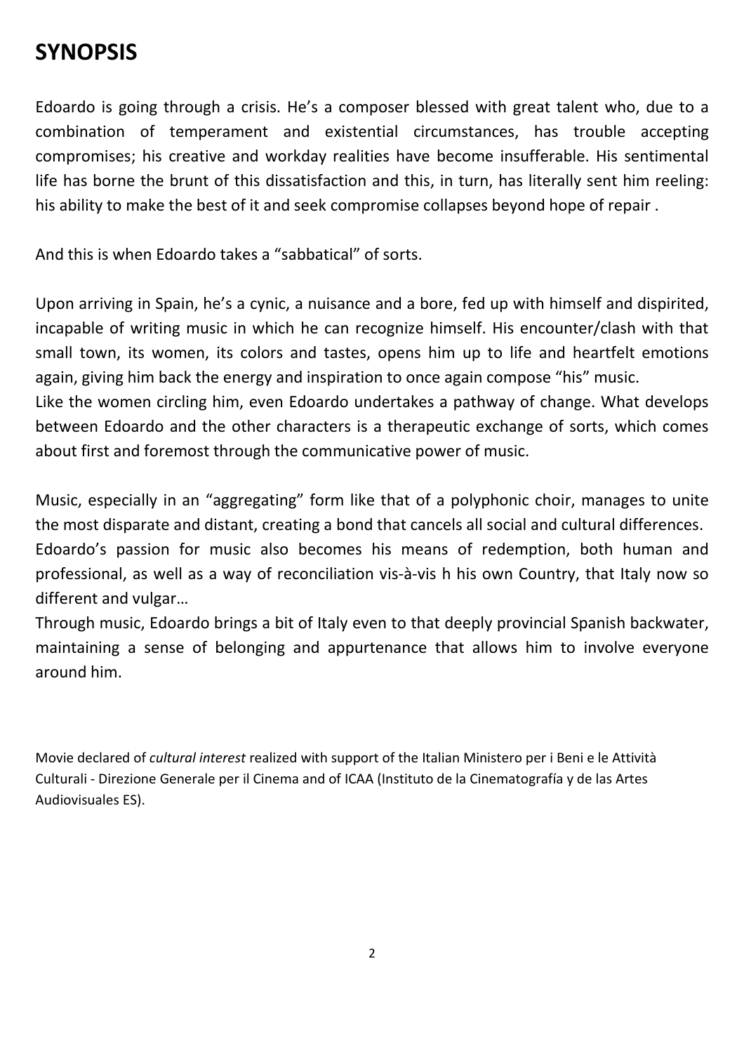# SYNOPSIS

Edoardo is going through a crisis. He's a composer blessed with great talent who, due to a combination of temperament and existential circumstances, has trouble accepting compromises; his creative and workday realities have become insufferable. His sentimental life has borne the brunt of this dissatisfaction and this, in turn, has literally sent him reeling: his ability to make the best of it and seek compromise collapses beyond hope of repair .

And this is when Edoardo takes a "sabbatical" of sorts.

Upon arriving in Spain, he's a cynic, a nuisance and a bore, fed up with himself and dispirited, incapable of writing music in which he can recognize himself. His encounter/clash with that small town, its women, its colors and tastes, opens him up to life and heartfelt emotions again, giving him back the energy and inspiration to once again compose "his" music.
Like the women circling him, even Edoardo undertakes a pathway of change. What develops between Edoardo and the other characters is a therapeutic exchange of sorts, which comes about first and foremost through the communicative power of music.

Music, especially in an "aggregating" form like that of a polyphonic choir, manages to unite the most disparate and distant, creating a bond that cancels all social and cultural differences.
Edoardo's passion for music also becomes his means of redemption, both human and professional, as well as a way of reconciliation vis-à-vis h his own Country, that Italy now so different and vulgar…
Through music, Edoardo brings a bit of Italy even to that deeply provincial Spanish backwater, maintaining a sense of belonging and appurtenance that allows him to involve everyone around him.

Movie declared of *cultural interest* realized with support of the Italian Ministero per i Beni e le Attività Culturali - Direzione Generale per il Cinema and of ICAA (Instituto de la Cinematografía y de las Artes Audiovisuales ES).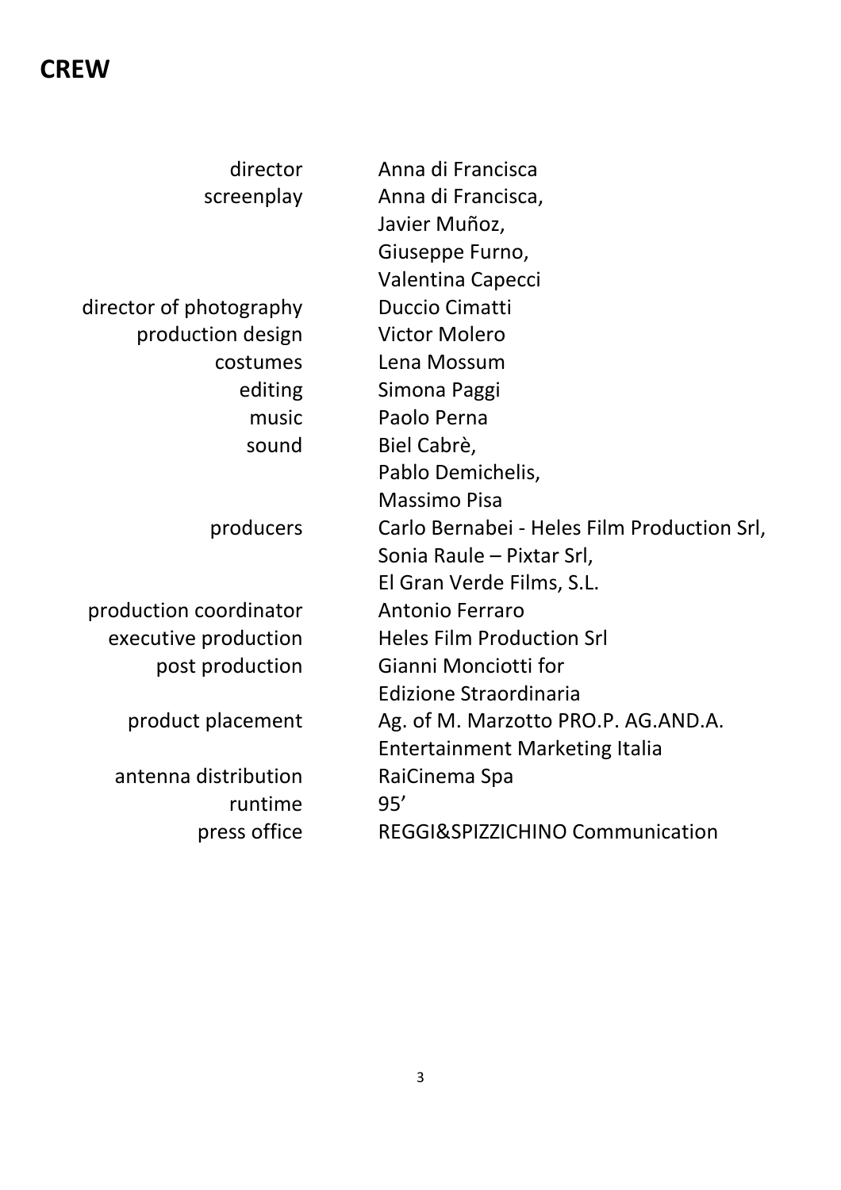# CREW

| | |
|---|---|
| director | Anna di Francisca |
| screenplay | Anna di Francisca, Javier Muñoz, Giuseppe Furno, Valentina Capecci |
| director of photography | Duccio Cimatti |
| production design | Victor Molero |
| costumes | Lena Mossum |
| editing | Simona Paggi |
| music | Paolo Perna |
| sound | Biel Cabrè, Pablo Demichelis, Massimo Pisa |
| producers | Carlo Bernabei - Heles Film Production Srl, Sonia Raule – Pixtar Srl, El Gran Verde Films, S.L. |
| production coordinator | Antonio Ferraro |
| executive production | Heles Film Production Srl |
| post production | Gianni Monciotti for Edizione Straordinaria |
| product placement | Ag. of M. Marzotto PRO.P. AG.AND.A. Entertainment Marketing Italia |
| antenna distribution | RaiCinema Spa |
| runtime | 95’ |
| press office | REGGI&SPIZZICHINO Communication |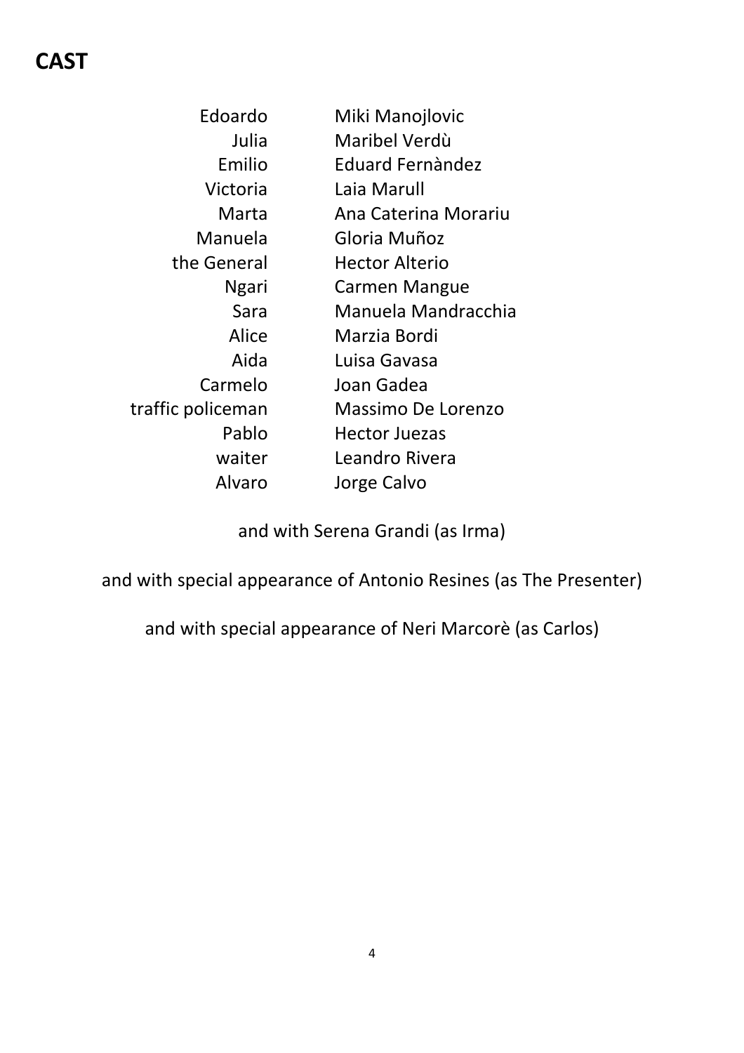# CAST

| | |
|---|---|
| Edoardo | Miki Manojlovic |
| Julia | Maribel Verdù |
| Emilio | Eduard Fernàndez |
| Victoria | Laia Marull |
| Marta | Ana Caterina Morariu |
| Manuela | Gloria Muñoz |
| the General | Hector Alterio |
| Ngari | Carmen Mangue |
| Sara | Manuela Mandracchia |
| Alice | Marzia Bordi |
| Aida | Luisa Gavasa |
| Carmelo | Joan Gadea |
| traffic policeman | Massimo De Lorenzo |
| Pablo | Hector Juezas |
| waiter | Leandro Rivera |
| Alvaro | Jorge Calvo |

and with Serena Grandi (as Irma)

and with special appearance of Antonio Resines (as The Presenter)

and with special appearance of Neri Marcorè (as Carlos)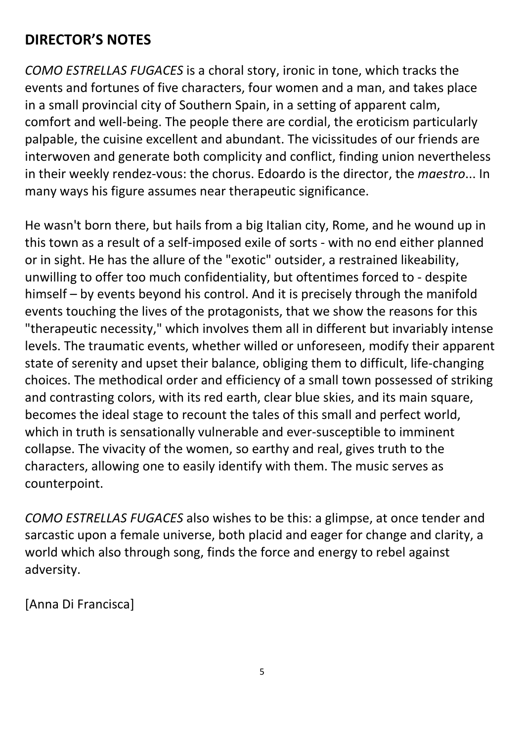## DIRECTOR'S NOTES

*COMO ESTRELLAS FUGACES* is a choral story, ironic in tone, which tracks the events and fortunes of five characters, four women and a man, and takes place in a small provincial city of Southern Spain, in a setting of apparent calm, comfort and well-being. The people there are cordial, the eroticism particularly palpable, the cuisine excellent and abundant. The vicissitudes of our friends are interwoven and generate both complicity and conflict, finding union nevertheless in their weekly rendez-vous: the chorus. Edoardo is the director, the *maestro*... In many ways his figure assumes near therapeutic significance.

He wasn't born there, but hails from a big Italian city, Rome, and he wound up in this town as a result of a self-imposed exile of sorts - with no end either planned or in sight. He has the allure of the "exotic" outsider, a restrained likeability, unwilling to offer too much confidentiality, but oftentimes forced to - despite himself – by events beyond his control. And it is precisely through the manifold events touching the lives of the protagonists, that we show the reasons for this "therapeutic necessity," which involves them all in different but invariably intense levels. The traumatic events, whether willed or unforeseen, modify their apparent state of serenity and upset their balance, obliging them to difficult, life-changing choices. The methodical order and efficiency of a small town possessed of striking and contrasting colors, with its red earth, clear blue skies, and its main square, becomes the ideal stage to recount the tales of this small and perfect world, which in truth is sensationally vulnerable and ever-susceptible to imminent collapse. The vivacity of the women, so earthy and real, gives truth to the characters, allowing one to easily identify with them. The music serves as counterpoint.

*COMO ESTRELLAS FUGACES* also wishes to be this: a glimpse, at once tender and sarcastic upon a female universe, both placid and eager for change and clarity, a world which also through song, finds the force and energy to rebel against adversity.

[Anna Di Francisca]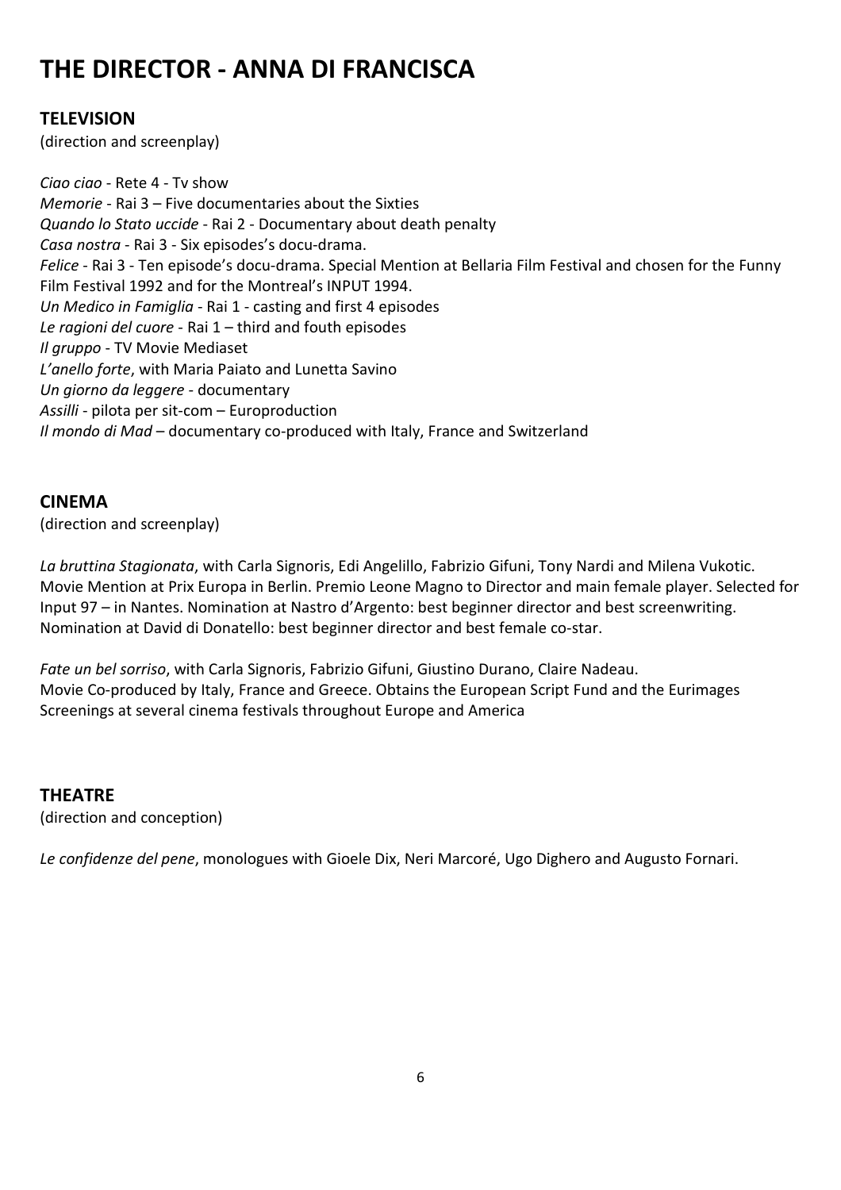# THE DIRECTOR - ANNA DI FRANCISCA

## TELEVISION

(direction and screenplay)

*Ciao ciao* - Rete 4 - Tv show
*Memorie* - Rai 3 – Five documentaries about the Sixties
*Quando lo Stato uccide* - Rai 2 - Documentary about death penalty
*Casa nostra* - Rai 3 - Six episodes's docu-drama.
*Felice* - Rai 3 - Ten episode's docu-drama. Special Mention at Bellaria Film Festival and chosen for the Funny Film Festival 1992 and for the Montreal's INPUT 1994.
*Un Medico in Famiglia* - Rai 1 - casting and first 4 episodes
*Le ragioni del cuore* - Rai 1 – third and fouth episodes
*Il gruppo* - TV Movie Mediaset
*L'anello forte*, with Maria Paiato and Lunetta Savino
*Un giorno da leggere* - documentary
*Assilli* - pilota per sit-com – Europroduction
*Il mondo di Mad* – documentary co-produced with Italy, France and Switzerland

## CINEMA

(direction and screenplay)

*La bruttina Stagionata*, with Carla Signoris, Edi Angelillo, Fabrizio Gifuni, Tony Nardi and Milena Vukotic. Movie Mention at Prix Europa in Berlin. Premio Leone Magno to Director and main female player. Selected for Input 97 – in Nantes. Nomination at Nastro d'Argento: best beginner director and best screenwriting. Nomination at David di Donatello: best beginner director and best female co-star.

*Fate un bel sorriso*, with Carla Signoris, Fabrizio Gifuni, Giustino Durano, Claire Nadeau.
Movie Co-produced by Italy, France and Greece. Obtains the European Script Fund and the Eurimages
Screenings at several cinema festivals throughout Europe and America

## THEATRE

(direction and conception)

*Le confidenze del pene*, monologues with Gioele Dix, Neri Marcoré, Ugo Dighero and Augusto Fornari.